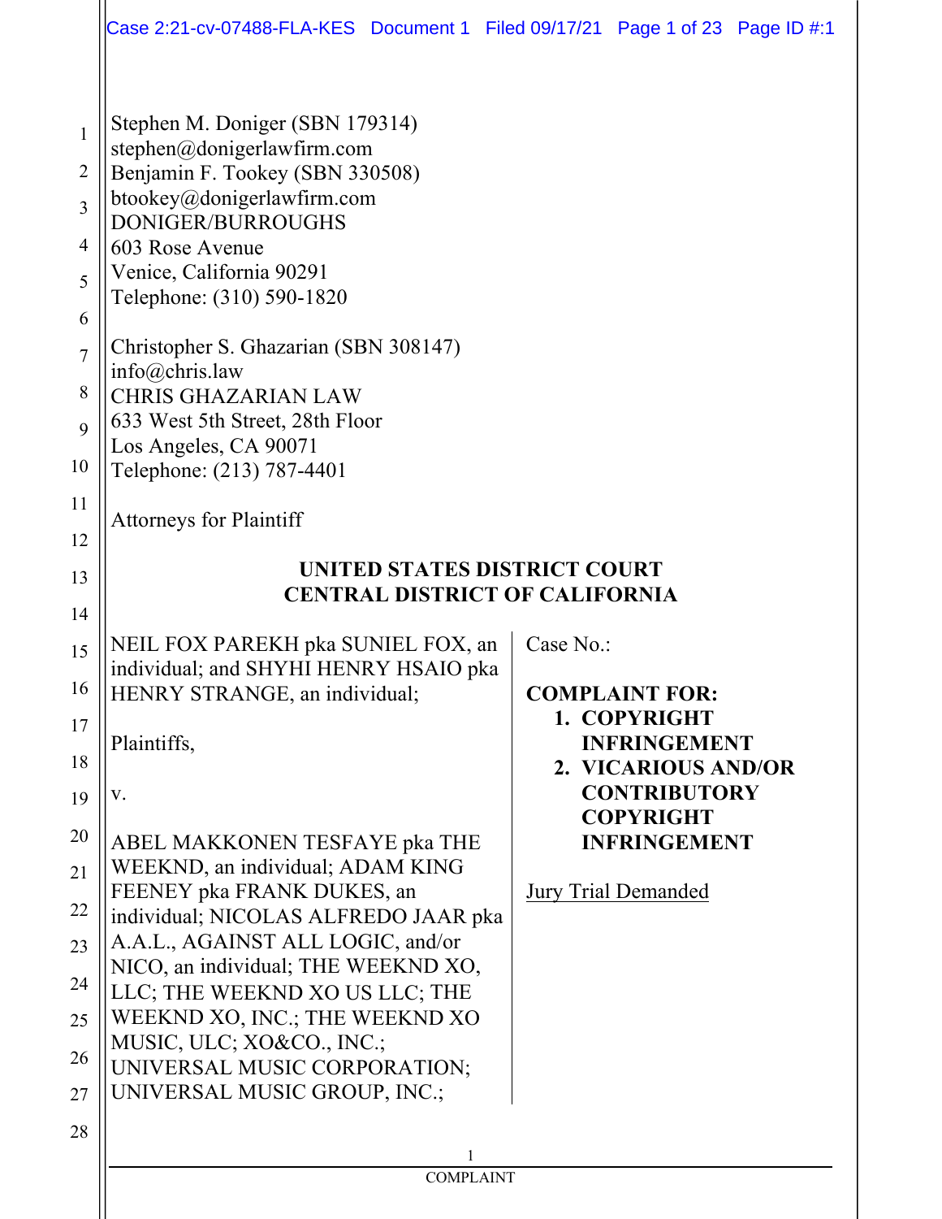Stephen M. Doniger (SBN 179314)
stephen@donigerlawfirm.com
Benjamin F. Tookey (SBN 330508)
btookey@donigerlawfirm.com
DONIGER/BURROUGHS
603 Rose Avenue
Venice, California 90291
Telephone: (310) 590-1820

Christopher S. Ghazarian (SBN 308147)
info@chris.law
CHRIS GHAZARIAN LAW
633 West 5th Street, 28th Floor
Los Angeles, CA 90071
Telephone: (213) 787-4401

Attorneys for Plaintiff

**UNITED STATES DISTRICT COURT**
**CENTRAL DISTRICT OF CALIFORNIA**

NEIL FOX PAREKH pka SUNIEL FOX, an individual; and SHYHI HENRY HSAIO pka HENRY STRANGE, an individual;

Plaintiffs,

v.

ABEL MAKKONEN TESFAYE pka THE WEEKND, an individual; ADAM KING FEENEY pka FRANK DUKES, an individual; NICOLAS ALFREDO JAAR pka A.A.L., AGAINST ALL LOGIC, and/or NICO, an individual; THE WEEKND XO, LLC; THE WEEKND XO US LLC; THE WEEKND XO, INC.; THE WEEKND XO MUSIC, ULC; XO&CO., INC.; UNIVERSAL MUSIC CORPORATION; UNIVERSAL MUSIC GROUP, INC.;

Case No.:

**COMPLAINT FOR:**

1. **COPYRIGHT INFRINGEMENT**
2. **VICARIOUS AND/OR CONTRIBUTORY COPYRIGHT INFRINGEMENT**

Jury Trial Demanded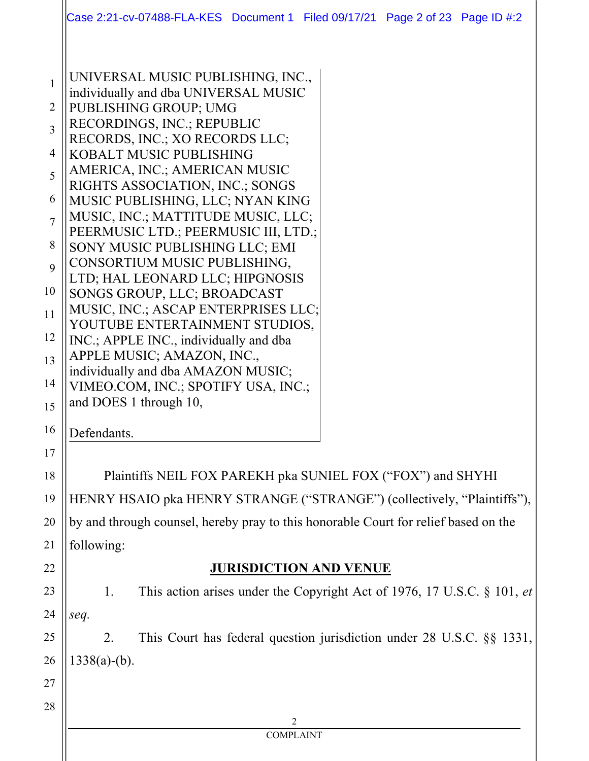UNIVERSAL MUSIC PUBLISHING, INC., individually and dba UNIVERSAL MUSIC PUBLISHING GROUP; UMG RECORDINGS, INC.; REPUBLIC RECORDS, INC.; XO RECORDS LLC; KOBALT MUSIC PUBLISHING AMERICA, INC.; AMERICAN MUSIC RIGHTS ASSOCIATION, INC.; SONGS MUSIC PUBLISHING, LLC; NYAN KING MUSIC, INC.; MATTITUDE MUSIC, LLC; PEERMUSIC LTD.; PEERMUSIC III, LTD.; SONY MUSIC PUBLISHING LLC; EMI CONSORTIUM MUSIC PUBLISHING, LTD; HAL LEONARD LLC; HIPGNOSIS SONGS GROUP, LLC; BROADCAST MUSIC, INC.; ASCAP ENTERPRISES LLC; YOUTUBE ENTERTAINMENT STUDIOS, INC.; APPLE INC., individually and dba APPLE MUSIC; AMAZON, INC., individually and dba AMAZON MUSIC; VIMEO.COM, INC.; SPOTIFY USA, INC.; and DOES 1 through 10,

Defendants.

Plaintiffs NEIL FOX PAREKH pka SUNIEL FOX ("FOX") and SHYHI HENRY HSAIO pka HENRY STRANGE ("STRANGE") (collectively, "Plaintiffs"), by and through counsel, hereby pray to this honorable Court for relief based on the following:

## JURISDICTION AND VENUE

1. This action arises under the Copyright Act of 1976, 17 U.S.C. § 101, *et seq.*

2. This Court has federal question jurisdiction under 28 U.S.C. §§ 1331, 1338(a)-(b).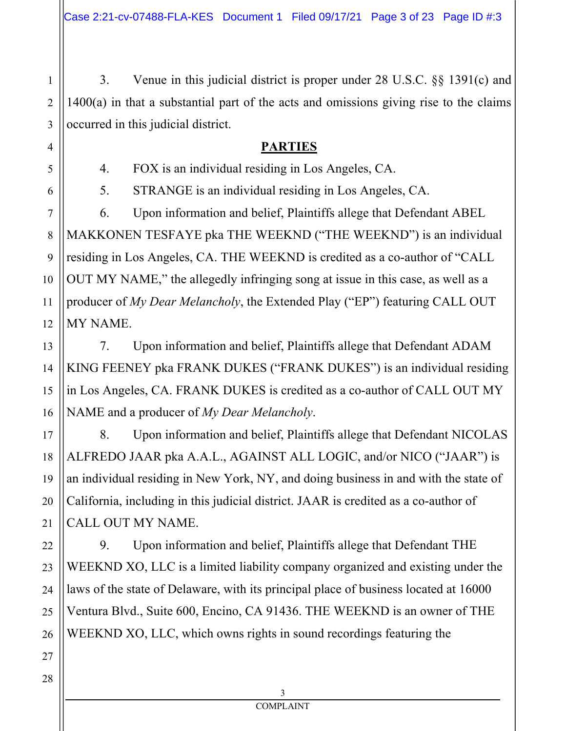3. Venue in this judicial district is proper under 28 U.S.C. §§ 1391(c) and 1400(a) in that a substantial part of the acts and omissions giving rise to the claims occurred in this judicial district.

## PARTIES

4. FOX is an individual residing in Los Angeles, CA.

5. STRANGE is an individual residing in Los Angeles, CA.

6. Upon information and belief, Plaintiffs allege that Defendant ABEL MAKKONEN TESFAYE pka THE WEEKND ("THE WEEKND") is an individual residing in Los Angeles, CA. THE WEEKND is credited as a co-author of "CALL OUT MY NAME," the allegedly infringing song at issue in this case, as well as a producer of *My Dear Melancholy*, the Extended Play ("EP") featuring CALL OUT MY NAME.

7. Upon information and belief, Plaintiffs allege that Defendant ADAM KING FEENEY pka FRANK DUKES ("FRANK DUKES") is an individual residing in Los Angeles, CA. FRANK DUKES is credited as a co-author of CALL OUT MY NAME and a producer of *My Dear Melancholy*.

8. Upon information and belief, Plaintiffs allege that Defendant NICOLAS ALFREDO JAAR pka A.A.L., AGAINST ALL LOGIC, and/or NICO ("JAAR") is an individual residing in New York, NY, and doing business in and with the state of California, including in this judicial district. JAAR is credited as a co-author of CALL OUT MY NAME.

9. Upon information and belief, Plaintiffs allege that Defendant THE WEEKND XO, LLC is a limited liability company organized and existing under the laws of the state of Delaware, with its principal place of business located at 16000 Ventura Blvd., Suite 600, Encino, CA 91436. THE WEEKND is an owner of THE WEEKND XO, LLC, which owns rights in sound recordings featuring the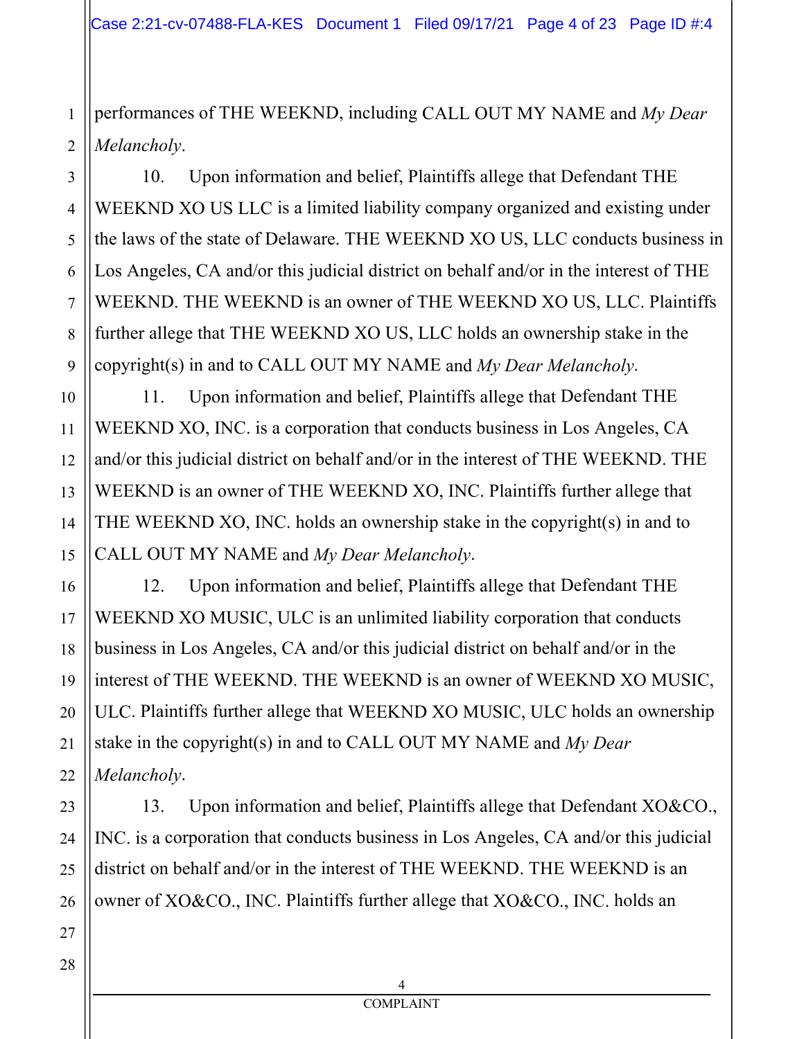performances of THE WEEKND, including CALL OUT MY NAME and *My Dear Melancholy*.

10. Upon information and belief, Plaintiffs allege that Defendant THE WEEKND XO US LLC is a limited liability company organized and existing under the laws of the state of Delaware. THE WEEKND XO US, LLC conducts business in Los Angeles, CA and/or this judicial district on behalf and/or in the interest of THE WEEKND. THE WEEKND is an owner of THE WEEKND XO US, LLC. Plaintiffs further allege that THE WEEKND XO US, LLC holds an ownership stake in the copyright(s) in and to CALL OUT MY NAME and *My Dear Melancholy*.

11. Upon information and belief, Plaintiffs allege that Defendant THE WEEKND XO, INC. is a corporation that conducts business in Los Angeles, CA and/or this judicial district on behalf and/or in the interest of THE WEEKND. THE WEEKND is an owner of THE WEEKND XO, INC. Plaintiffs further allege that THE WEEKND XO, INC. holds an ownership stake in the copyright(s) in and to CALL OUT MY NAME and *My Dear Melancholy*.

12. Upon information and belief, Plaintiffs allege that Defendant THE WEEKND XO MUSIC, ULC is an unlimited liability corporation that conducts business in Los Angeles, CA and/or this judicial district on behalf and/or in the interest of THE WEEKND. THE WEEKND is an owner of WEEKND XO MUSIC, ULC. Plaintiffs further allege that WEEKND XO MUSIC, ULC holds an ownership stake in the copyright(s) in and to CALL OUT MY NAME and *My Dear Melancholy*.

13. Upon information and belief, Plaintiffs allege that Defendant XO&CO., INC. is a corporation that conducts business in Los Angeles, CA and/or this judicial district on behalf and/or in the interest of THE WEEKND. THE WEEKND is an owner of XO&CO., INC. Plaintiffs further allege that XO&CO., INC. holds an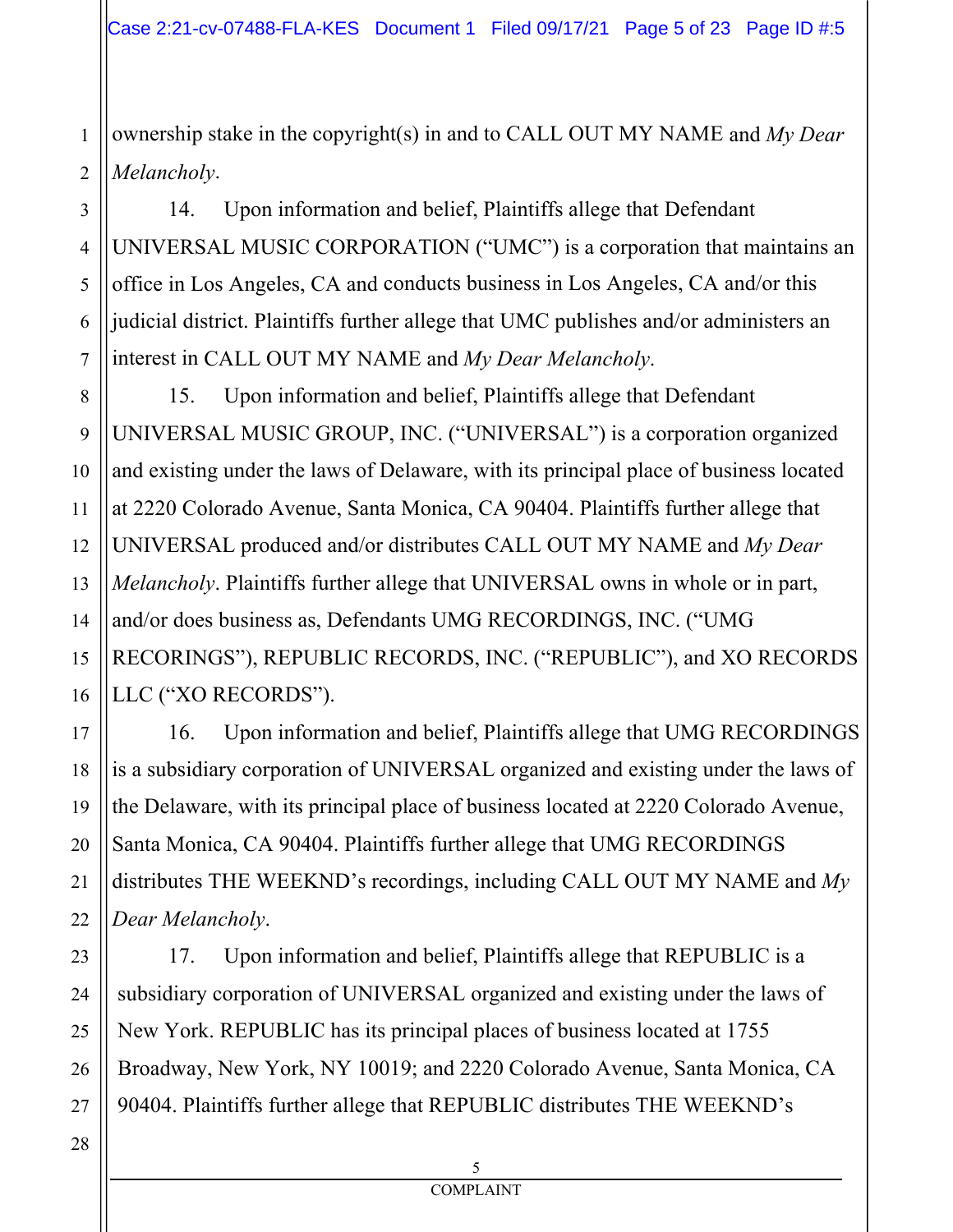ownership stake in the copyright(s) in and to CALL OUT MY NAME and *My Dear Melancholy*.

14. Upon information and belief, Plaintiffs allege that Defendant UNIVERSAL MUSIC CORPORATION ("UMC") is a corporation that maintains an office in Los Angeles, CA and conducts business in Los Angeles, CA and/or this judicial district. Plaintiffs further allege that UMC publishes and/or administers an interest in CALL OUT MY NAME and *My Dear Melancholy*.

15. Upon information and belief, Plaintiffs allege that Defendant UNIVERSAL MUSIC GROUP, INC. ("UNIVERSAL") is a corporation organized and existing under the laws of Delaware, with its principal place of business located at 2220 Colorado Avenue, Santa Monica, CA 90404. Plaintiffs further allege that UNIVERSAL produced and/or distributes CALL OUT MY NAME and *My Dear Melancholy*. Plaintiffs further allege that UNIVERSAL owns in whole or in part, and/or does business as, Defendants UMG RECORDINGS, INC. ("UMG RECORINGS"), REPUBLIC RECORDS, INC. ("REPUBLIC"), and XO RECORDS LLC ("XO RECORDS").

16. Upon information and belief, Plaintiffs allege that UMG RECORDINGS is a subsidiary corporation of UNIVERSAL organized and existing under the laws of the Delaware, with its principal place of business located at 2220 Colorado Avenue, Santa Monica, CA 90404. Plaintiffs further allege that UMG RECORDINGS distributes THE WEEKND's recordings, including CALL OUT MY NAME and *My Dear Melancholy*.

17. Upon information and belief, Plaintiffs allege that REPUBLIC is a subsidiary corporation of UNIVERSAL organized and existing under the laws of New York. REPUBLIC has its principal places of business located at 1755 Broadway, New York, NY 10019; and 2220 Colorado Avenue, Santa Monica, CA 90404. Plaintiffs further allege that REPUBLIC distributes THE WEEKND's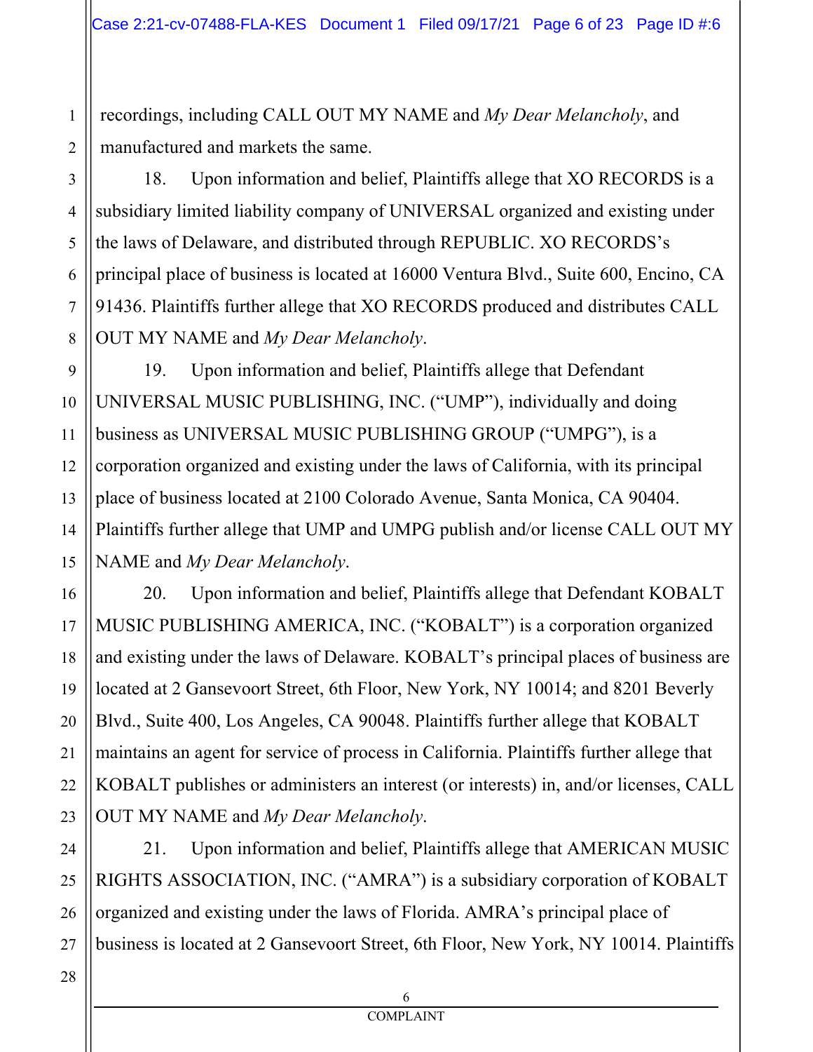recordings, including CALL OUT MY NAME and *My Dear Melancholy*, and manufactured and markets the same.

18. Upon information and belief, Plaintiffs allege that XO RECORDS is a subsidiary limited liability company of UNIVERSAL organized and existing under the laws of Delaware, and distributed through REPUBLIC. XO RECORDS's principal place of business is located at 16000 Ventura Blvd., Suite 600, Encino, CA 91436. Plaintiffs further allege that XO RECORDS produced and distributes CALL OUT MY NAME and *My Dear Melancholy*.

19. Upon information and belief, Plaintiffs allege that Defendant UNIVERSAL MUSIC PUBLISHING, INC. ("UMP"), individually and doing business as UNIVERSAL MUSIC PUBLISHING GROUP ("UMPG"), is a corporation organized and existing under the laws of California, with its principal place of business located at 2100 Colorado Avenue, Santa Monica, CA 90404. Plaintiffs further allege that UMP and UMPG publish and/or license CALL OUT MY NAME and *My Dear Melancholy*.

20. Upon information and belief, Plaintiffs allege that Defendant KOBALT MUSIC PUBLISHING AMERICA, INC. ("KOBALT") is a corporation organized and existing under the laws of Delaware. KOBALT's principal places of business are located at 2 Gansevoort Street, 6th Floor, New York, NY 10014; and 8201 Beverly Blvd., Suite 400, Los Angeles, CA 90048. Plaintiffs further allege that KOBALT maintains an agent for service of process in California. Plaintiffs further allege that KOBALT publishes or administers an interest (or interests) in, and/or licenses, CALL OUT MY NAME and *My Dear Melancholy*.

21. Upon information and belief, Plaintiffs allege that AMERICAN MUSIC RIGHTS ASSOCIATION, INC. ("AMRA") is a subsidiary corporation of KOBALT organized and existing under the laws of Florida. AMRA's principal place of business is located at 2 Gansevoort Street, 6th Floor, New York, NY 10014. Plaintiffs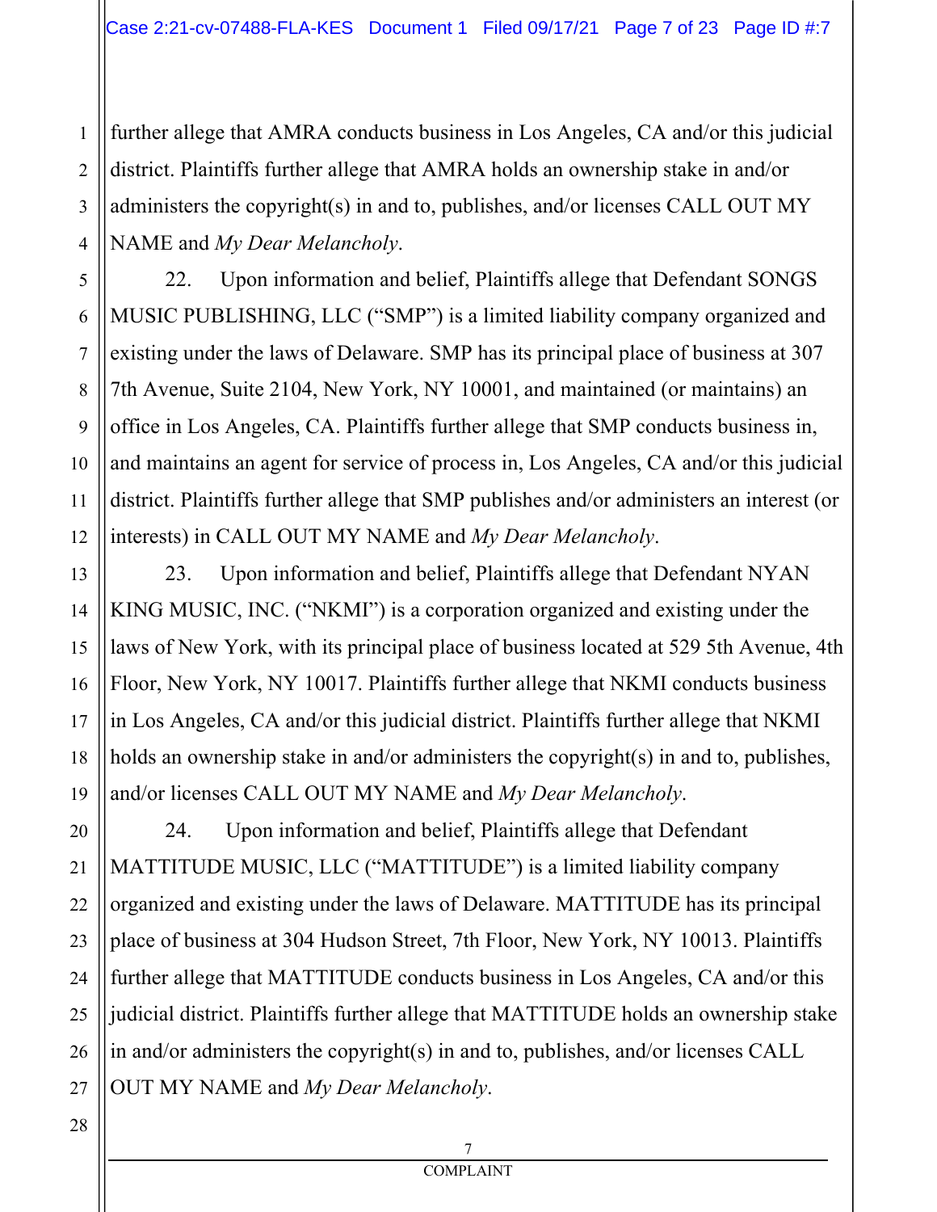further allege that AMRA conducts business in Los Angeles, CA and/or this judicial district. Plaintiffs further allege that AMRA holds an ownership stake in and/or administers the copyright(s) in and to, publishes, and/or licenses CALL OUT MY NAME and *My Dear Melancholy*.

22. Upon information and belief, Plaintiffs allege that Defendant SONGS MUSIC PUBLISHING, LLC ("SMP") is a limited liability company organized and existing under the laws of Delaware. SMP has its principal place of business at 307 7th Avenue, Suite 2104, New York, NY 10001, and maintained (or maintains) an office in Los Angeles, CA. Plaintiffs further allege that SMP conducts business in, and maintains an agent for service of process in, Los Angeles, CA and/or this judicial district. Plaintiffs further allege that SMP publishes and/or administers an interest (or interests) in CALL OUT MY NAME and *My Dear Melancholy*.

23. Upon information and belief, Plaintiffs allege that Defendant NYAN KING MUSIC, INC. ("NKMI") is a corporation organized and existing under the laws of New York, with its principal place of business located at 529 5th Avenue, 4th Floor, New York, NY 10017. Plaintiffs further allege that NKMI conducts business in Los Angeles, CA and/or this judicial district. Plaintiffs further allege that NKMI holds an ownership stake in and/or administers the copyright(s) in and to, publishes, and/or licenses CALL OUT MY NAME and *My Dear Melancholy*.

24. Upon information and belief, Plaintiffs allege that Defendant MATTITUDE MUSIC, LLC ("MATTITUDE") is a limited liability company organized and existing under the laws of Delaware. MATTITUDE has its principal place of business at 304 Hudson Street, 7th Floor, New York, NY 10013. Plaintiffs further allege that MATTITUDE conducts business in Los Angeles, CA and/or this judicial district. Plaintiffs further allege that MATTITUDE holds an ownership stake in and/or administers the copyright(s) in and to, publishes, and/or licenses CALL OUT MY NAME and *My Dear Melancholy*.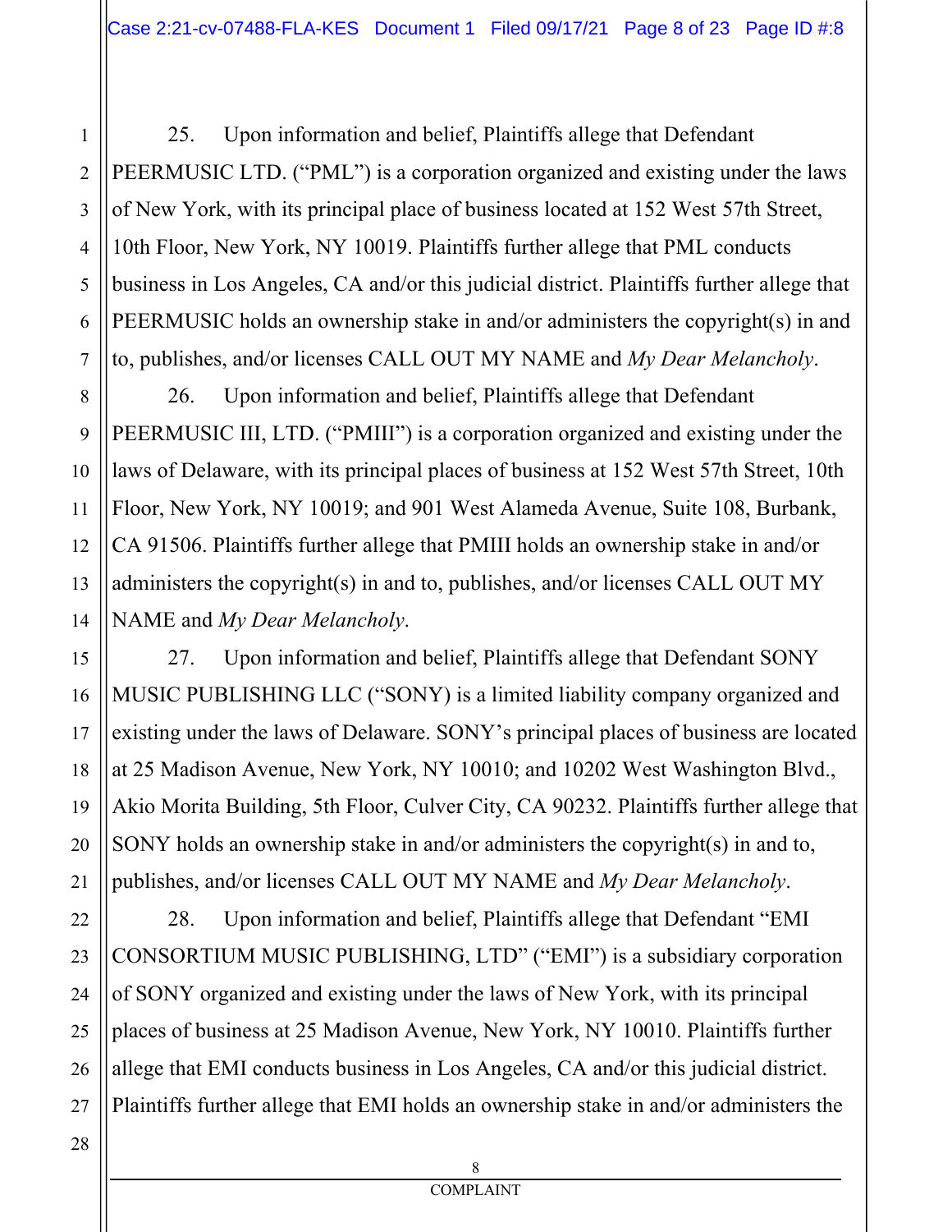25. Upon information and belief, Plaintiffs allege that Defendant PEERMUSIC LTD. ("PML") is a corporation organized and existing under the laws of New York, with its principal place of business located at 152 West 57th Street, 10th Floor, New York, NY 10019. Plaintiffs further allege that PML conducts business in Los Angeles, CA and/or this judicial district. Plaintiffs further allege that PEERMUSIC holds an ownership stake in and/or administers the copyright(s) in and to, publishes, and/or licenses CALL OUT MY NAME and *My Dear Melancholy*.

26. Upon information and belief, Plaintiffs allege that Defendant PEERMUSIC III, LTD. ("PMIII") is a corporation organized and existing under the laws of Delaware, with its principal places of business at 152 West 57th Street, 10th Floor, New York, NY 10019; and 901 West Alameda Avenue, Suite 108, Burbank, CA 91506. Plaintiffs further allege that PMIII holds an ownership stake in and/or administers the copyright(s) in and to, publishes, and/or licenses CALL OUT MY NAME and *My Dear Melancholy*.

27. Upon information and belief, Plaintiffs allege that Defendant SONY MUSIC PUBLISHING LLC ("SONY) is a limited liability company organized and existing under the laws of Delaware. SONY's principal places of business are located at 25 Madison Avenue, New York, NY 10010; and 10202 West Washington Blvd., Akio Morita Building, 5th Floor, Culver City, CA 90232. Plaintiffs further allege that SONY holds an ownership stake in and/or administers the copyright(s) in and to, publishes, and/or licenses CALL OUT MY NAME and *My Dear Melancholy*.

28. Upon information and belief, Plaintiffs allege that Defendant "EMI CONSORTIUM MUSIC PUBLISHING, LTD" ("EMI") is a subsidiary corporation of SONY organized and existing under the laws of New York, with its principal places of business at 25 Madison Avenue, New York, NY 10010. Plaintiffs further allege that EMI conducts business in Los Angeles, CA and/or this judicial district. Plaintiffs further allege that EMI holds an ownership stake in and/or administers the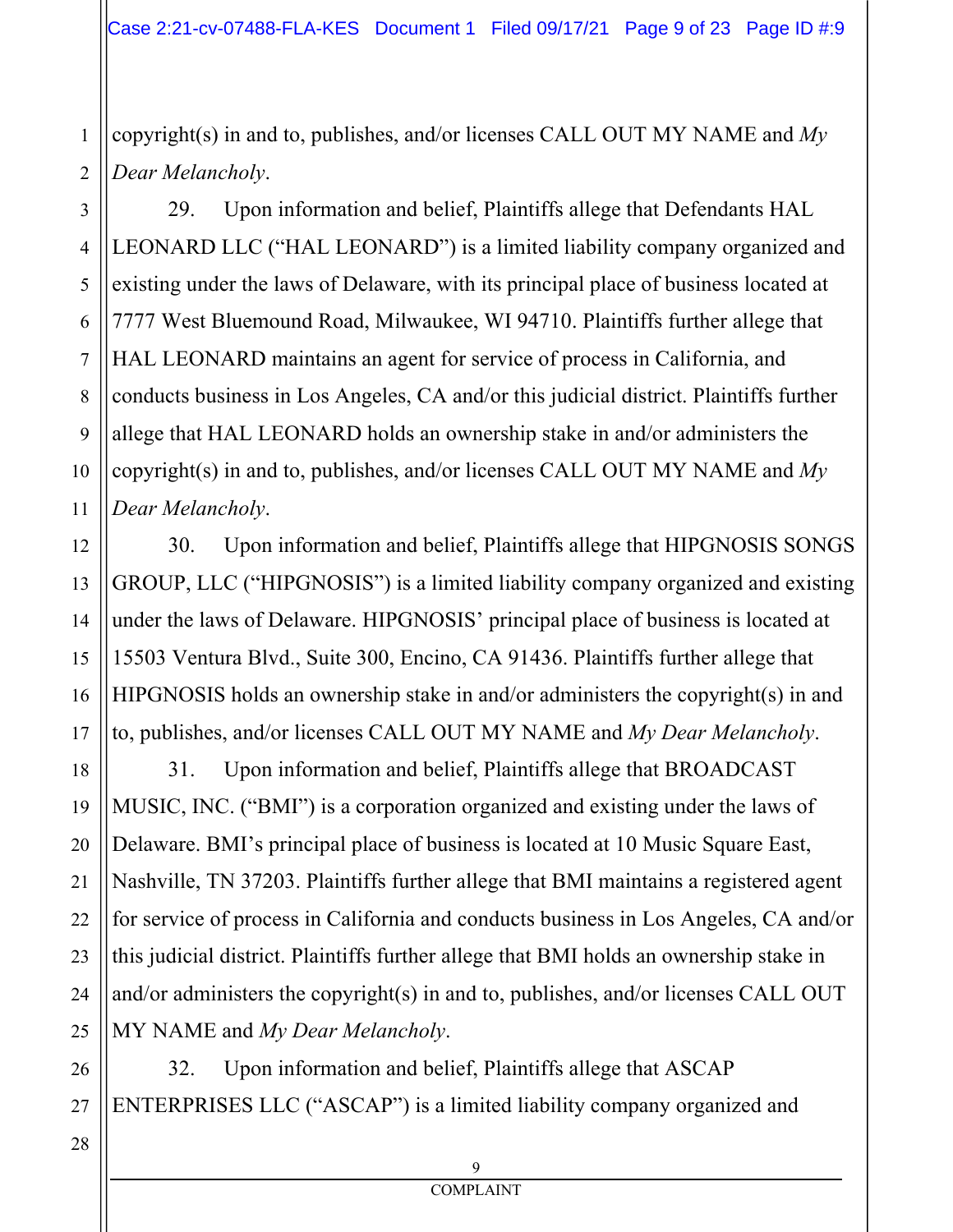copyright(s) in and to, publishes, and/or licenses CALL OUT MY NAME and *My Dear Melancholy*.

29. Upon information and belief, Plaintiffs allege that Defendants HAL LEONARD LLC ("HAL LEONARD") is a limited liability company organized and existing under the laws of Delaware, with its principal place of business located at 7777 West Bluemound Road, Milwaukee, WI 94710. Plaintiffs further allege that HAL LEONARD maintains an agent for service of process in California, and conducts business in Los Angeles, CA and/or this judicial district. Plaintiffs further allege that HAL LEONARD holds an ownership stake in and/or administers the copyright(s) in and to, publishes, and/or licenses CALL OUT MY NAME and *My Dear Melancholy*.

30. Upon information and belief, Plaintiffs allege that HIPGNOSIS SONGS GROUP, LLC ("HIPGNOSIS") is a limited liability company organized and existing under the laws of Delaware. HIPGNOSIS' principal place of business is located at 15503 Ventura Blvd., Suite 300, Encino, CA 91436. Plaintiffs further allege that HIPGNOSIS holds an ownership stake in and/or administers the copyright(s) in and to, publishes, and/or licenses CALL OUT MY NAME and *My Dear Melancholy*.

31. Upon information and belief, Plaintiffs allege that BROADCAST MUSIC, INC. ("BMI") is a corporation organized and existing under the laws of Delaware. BMI's principal place of business is located at 10 Music Square East, Nashville, TN 37203. Plaintiffs further allege that BMI maintains a registered agent for service of process in California and conducts business in Los Angeles, CA and/or this judicial district. Plaintiffs further allege that BMI holds an ownership stake in and/or administers the copyright(s) in and to, publishes, and/or licenses CALL OUT MY NAME and *My Dear Melancholy*.

32. Upon information and belief, Plaintiffs allege that ASCAP ENTERPRISES LLC ("ASCAP") is a limited liability company organized and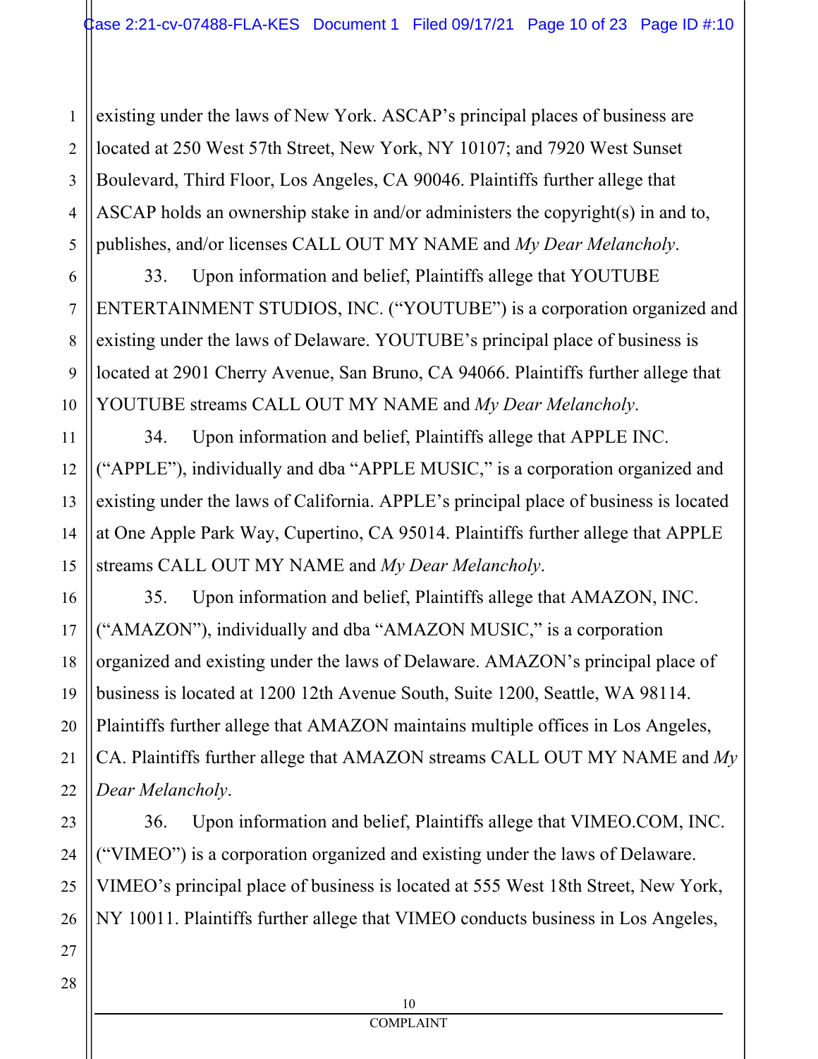existing under the laws of New York. ASCAP's principal places of business are located at 250 West 57th Street, New York, NY 10107; and 7920 West Sunset Boulevard, Third Floor, Los Angeles, CA 90046. Plaintiffs further allege that ASCAP holds an ownership stake in and/or administers the copyright(s) in and to, publishes, and/or licenses CALL OUT MY NAME and *My Dear Melancholy*.

33. Upon information and belief, Plaintiffs allege that YOUTUBE ENTERTAINMENT STUDIOS, INC. ("YOUTUBE") is a corporation organized and existing under the laws of Delaware. YOUTUBE's principal place of business is located at 2901 Cherry Avenue, San Bruno, CA 94066. Plaintiffs further allege that YOUTUBE streams CALL OUT MY NAME and *My Dear Melancholy*.

34. Upon information and belief, Plaintiffs allege that APPLE INC. ("APPLE"), individually and dba "APPLE MUSIC," is a corporation organized and existing under the laws of California. APPLE's principal place of business is located at One Apple Park Way, Cupertino, CA 95014. Plaintiffs further allege that APPLE streams CALL OUT MY NAME and *My Dear Melancholy*.

35. Upon information and belief, Plaintiffs allege that AMAZON, INC. ("AMAZON"), individually and dba "AMAZON MUSIC," is a corporation organized and existing under the laws of Delaware. AMAZON's principal place of business is located at 1200 12th Avenue South, Suite 1200, Seattle, WA 98114. Plaintiffs further allege that AMAZON maintains multiple offices in Los Angeles, CA. Plaintiffs further allege that AMAZON streams CALL OUT MY NAME and *My Dear Melancholy*.

36. Upon information and belief, Plaintiffs allege that VIMEO.COM, INC. ("VIMEO") is a corporation organized and existing under the laws of Delaware. VIMEO's principal place of business is located at 555 West 18th Street, New York, NY 10011. Plaintiffs further allege that VIMEO conducts business in Los Angeles,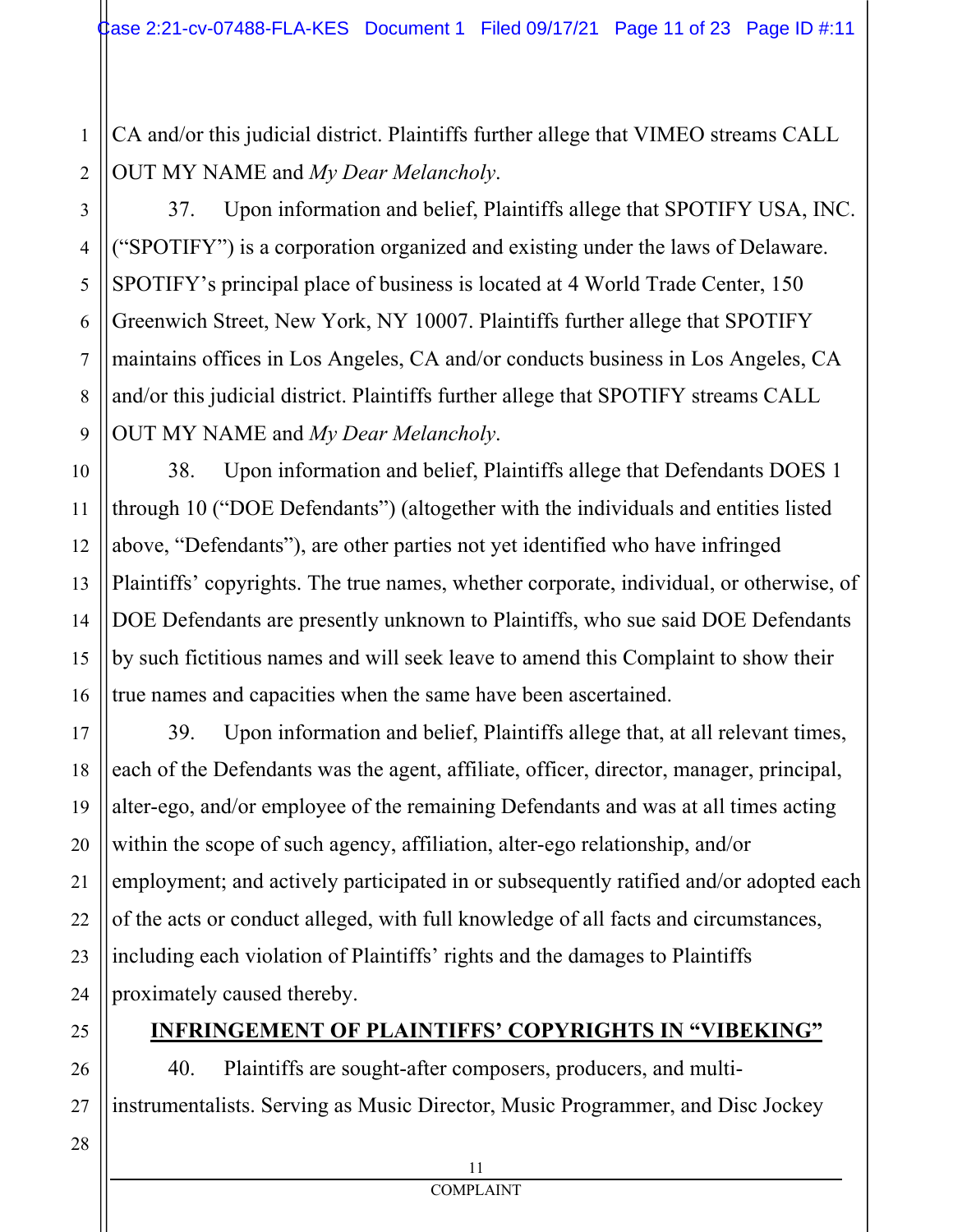CA and/or this judicial district. Plaintiffs further allege that VIMEO streams CALL OUT MY NAME and *My Dear Melancholy*.

37. Upon information and belief, Plaintiffs allege that SPOTIFY USA, INC. ("SPOTIFY") is a corporation organized and existing under the laws of Delaware. SPOTIFY's principal place of business is located at 4 World Trade Center, 150 Greenwich Street, New York, NY 10007. Plaintiffs further allege that SPOTIFY maintains offices in Los Angeles, CA and/or conducts business in Los Angeles, CA and/or this judicial district. Plaintiffs further allege that SPOTIFY streams CALL OUT MY NAME and *My Dear Melancholy*.

38. Upon information and belief, Plaintiffs allege that Defendants DOES 1 through 10 ("DOE Defendants") (altogether with the individuals and entities listed above, "Defendants"), are other parties not yet identified who have infringed Plaintiffs' copyrights. The true names, whether corporate, individual, or otherwise, of DOE Defendants are presently unknown to Plaintiffs, who sue said DOE Defendants by such fictitious names and will seek leave to amend this Complaint to show their true names and capacities when the same have been ascertained.

39. Upon information and belief, Plaintiffs allege that, at all relevant times, each of the Defendants was the agent, affiliate, officer, director, manager, principal, alter-ego, and/or employee of the remaining Defendants and was at all times acting within the scope of such agency, affiliation, alter-ego relationship, and/or employment; and actively participated in or subsequently ratified and/or adopted each of the acts or conduct alleged, with full knowledge of all facts and circumstances, including each violation of Plaintiffs' rights and the damages to Plaintiffs proximately caused thereby.

## INFRINGEMENT OF PLAINTIFFS' COPYRIGHTS IN "VIBEKING"

40. Plaintiffs are sought-after composers, producers, and multi-instrumentalists. Serving as Music Director, Music Programmer, and Disc Jockey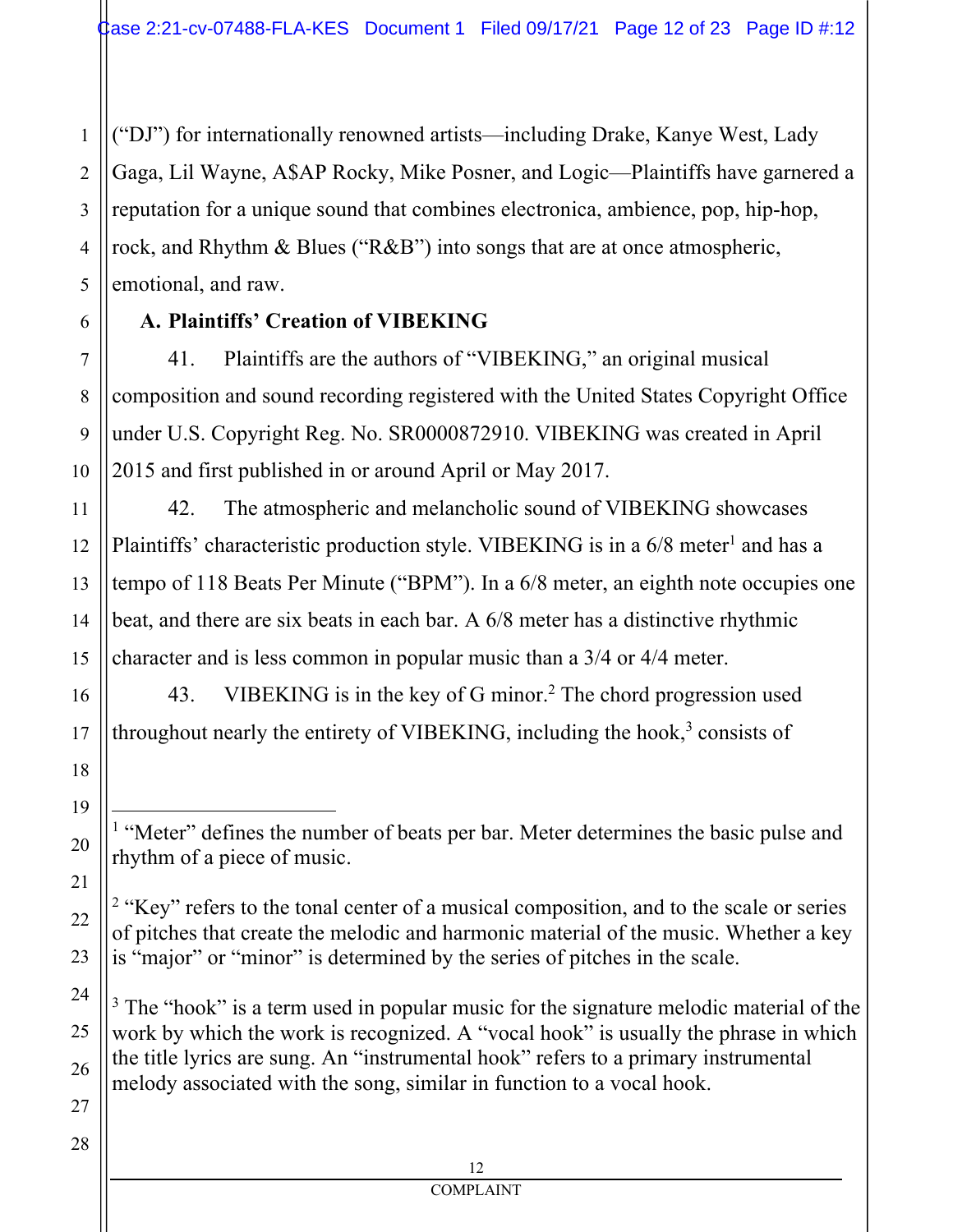("DJ") for internationally renowned artists—including Drake, Kanye West, Lady Gaga, Lil Wayne, A$AP Rocky, Mike Posner, and Logic—Plaintiffs have garnered a reputation for a unique sound that combines electronica, ambience, pop, hip-hop, rock, and Rhythm & Blues ("R&B") into songs that are at once atmospheric, emotional, and raw.

**A. Plaintiffs' Creation of VIBEKING**

41. Plaintiffs are the authors of "VIBEKING," an original musical composition and sound recording registered with the United States Copyright Office under U.S. Copyright Reg. No. SR0000872910. VIBEKING was created in April 2015 and first published in or around April or May 2017.

42. The atmospheric and melancholic sound of VIBEKING showcases Plaintiffs' characteristic production style. VIBEKING is in a 6/8 meter[1] and has a tempo of 118 Beats Per Minute ("BPM"). In a 6/8 meter, an eighth note occupies one beat, and there are six beats in each bar. A 6/8 meter has a distinctive rhythmic character and is less common in popular music than a 3/4 or 4/4 meter.

43. VIBEKING is in the key of G minor.[2] The chord progression used throughout nearly the entirety of VIBEKING, including the hook,[3] consists of

---

[1] "Meter" defines the number of beats per bar. Meter determines the basic pulse and rhythm of a piece of music.

[2] "Key" refers to the tonal center of a musical composition, and to the scale or series of pitches that create the melodic and harmonic material of the music. Whether a key is "major" or "minor" is determined by the series of pitches in the scale.

[3] The "hook" is a term used in popular music for the signature melodic material of the work by which the work is recognized. A "vocal hook" is usually the phrase in which the title lyrics are sung. An "instrumental hook" refers to a primary instrumental melody associated with the song, similar in function to a vocal hook.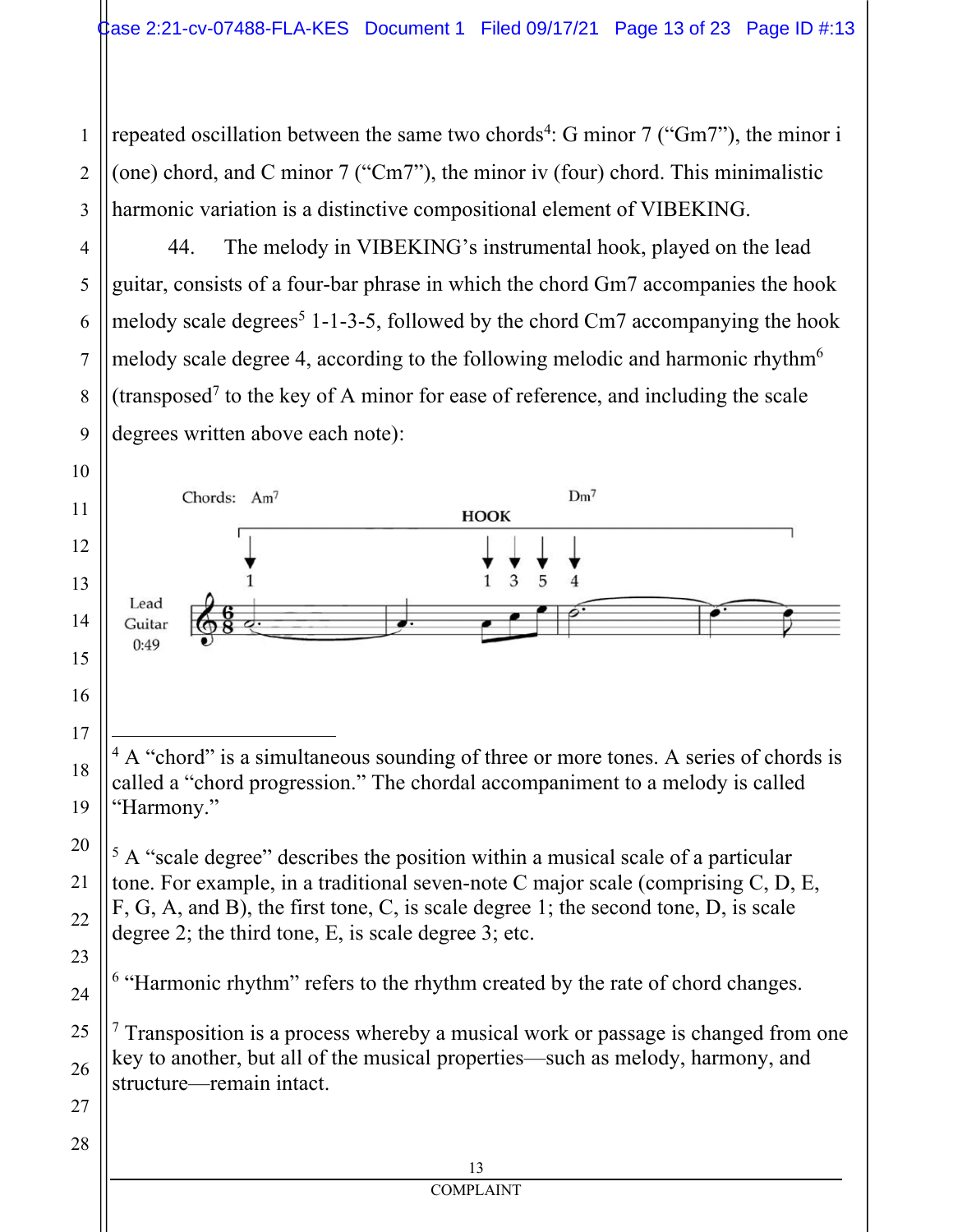repeated oscillation between the same two chords[4]: G minor 7 (“Gm7”), the minor i (one) chord, and C minor 7 (“Cm7”), the minor iv (four) chord. This minimalistic harmonic variation is a distinctive compositional element of VIBEKING.

44. The melody in VIBEKING’s instrumental hook, played on the lead guitar, consists of a four-bar phrase in which the chord Gm7 accompanies the hook melody scale degrees[5] 1-1-3-5, followed by the chord Cm7 accompanying the hook melody scale degree 4, according to the following melodic and harmonic rhythm[6] (transposed[7] to the key of A minor for ease of reference, and including the scale degrees written above each note):

Chords: Am7 — Dm7

HOOK

1 — 1 3 5 4

Lead Guitar 0:49

---

[4] A “chord” is a simultaneous sounding of three or more tones. A series of chords is called a “chord progression.” The chordal accompaniment to a melody is called “Harmony.”

[5] A “scale degree” describes the position within a musical scale of a particular tone. For example, in a traditional seven-note C major scale (comprising C, D, E, F, G, A, and B), the first tone, C, is scale degree 1; the second tone, D, is scale degree 2; the third tone, E, is scale degree 3; etc.

[6] “Harmonic rhythm” refers to the rhythm created by the rate of chord changes.

[7] Transposition is a process whereby a musical work or passage is changed from one key to another, but all of the musical properties—such as melody, harmony, and structure—remain intact.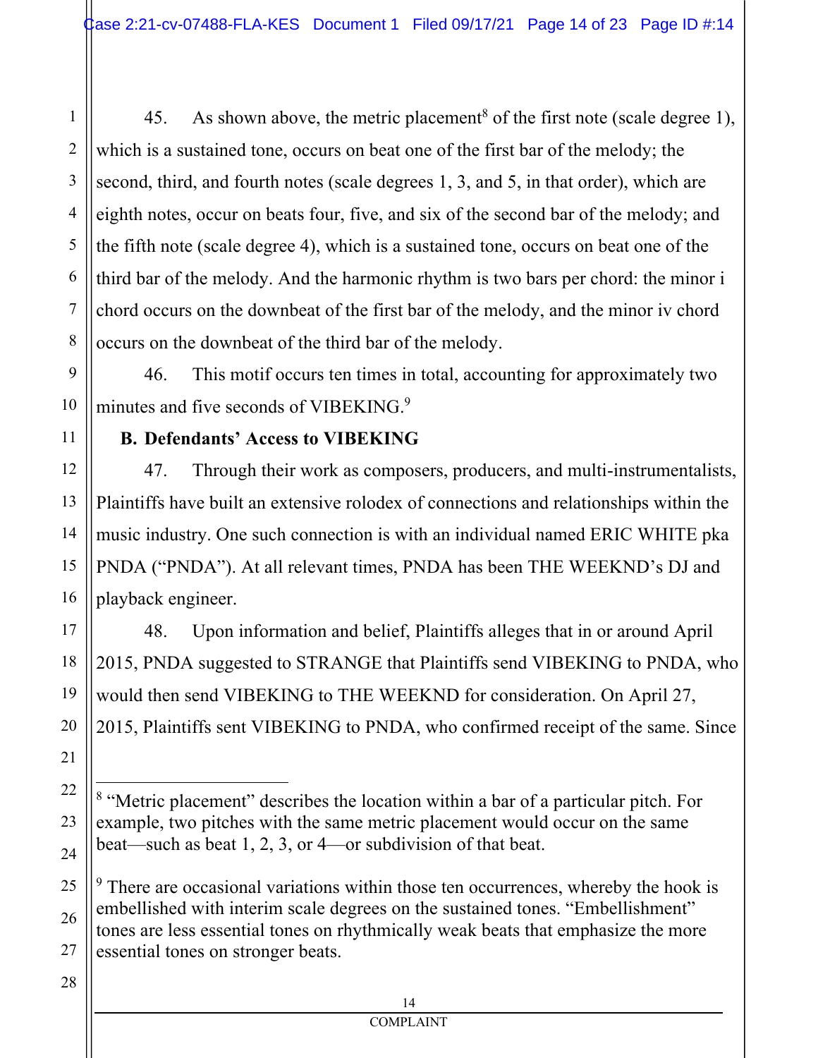45. As shown above, the metric placement[8] of the first note (scale degree 1), which is a sustained tone, occurs on beat one of the first bar of the melody; the second, third, and fourth notes (scale degrees 1, 3, and 5, in that order), which are eighth notes, occur on beats four, five, and six of the second bar of the melody; and the fifth note (scale degree 4), which is a sustained tone, occurs on beat one of the third bar of the melody. And the harmonic rhythm is two bars per chord: the minor i chord occurs on the downbeat of the first bar of the melody, and the minor iv chord occurs on the downbeat of the third bar of the melody.

46. This motif occurs ten times in total, accounting for approximately two minutes and five seconds of VIBEKING.[9]

### B. Defendants' Access to VIBEKING

47. Through their work as composers, producers, and multi-instrumentalists, Plaintiffs have built an extensive rolodex of connections and relationships within the music industry. One such connection is with an individual named ERIC WHITE pka PNDA ("PNDA"). At all relevant times, PNDA has been THE WEEKND's DJ and playback engineer.

48. Upon information and belief, Plaintiffs alleges that in or around April 2015, PNDA suggested to STRANGE that Plaintiffs send VIBEKING to PNDA, who would then send VIBEKING to THE WEEKND for consideration. On April 27, 2015, Plaintiffs sent VIBEKING to PNDA, who confirmed receipt of the same. Since

---

[8] "Metric placement" describes the location within a bar of a particular pitch. For example, two pitches with the same metric placement would occur on the same beat—such as beat 1, 2, 3, or 4—or subdivision of that beat.

[9] There are occasional variations within those ten occurrences, whereby the hook is embellished with interim scale degrees on the sustained tones. "Embellishment" tones are less essential tones on rhythmically weak beats that emphasize the more essential tones on stronger beats.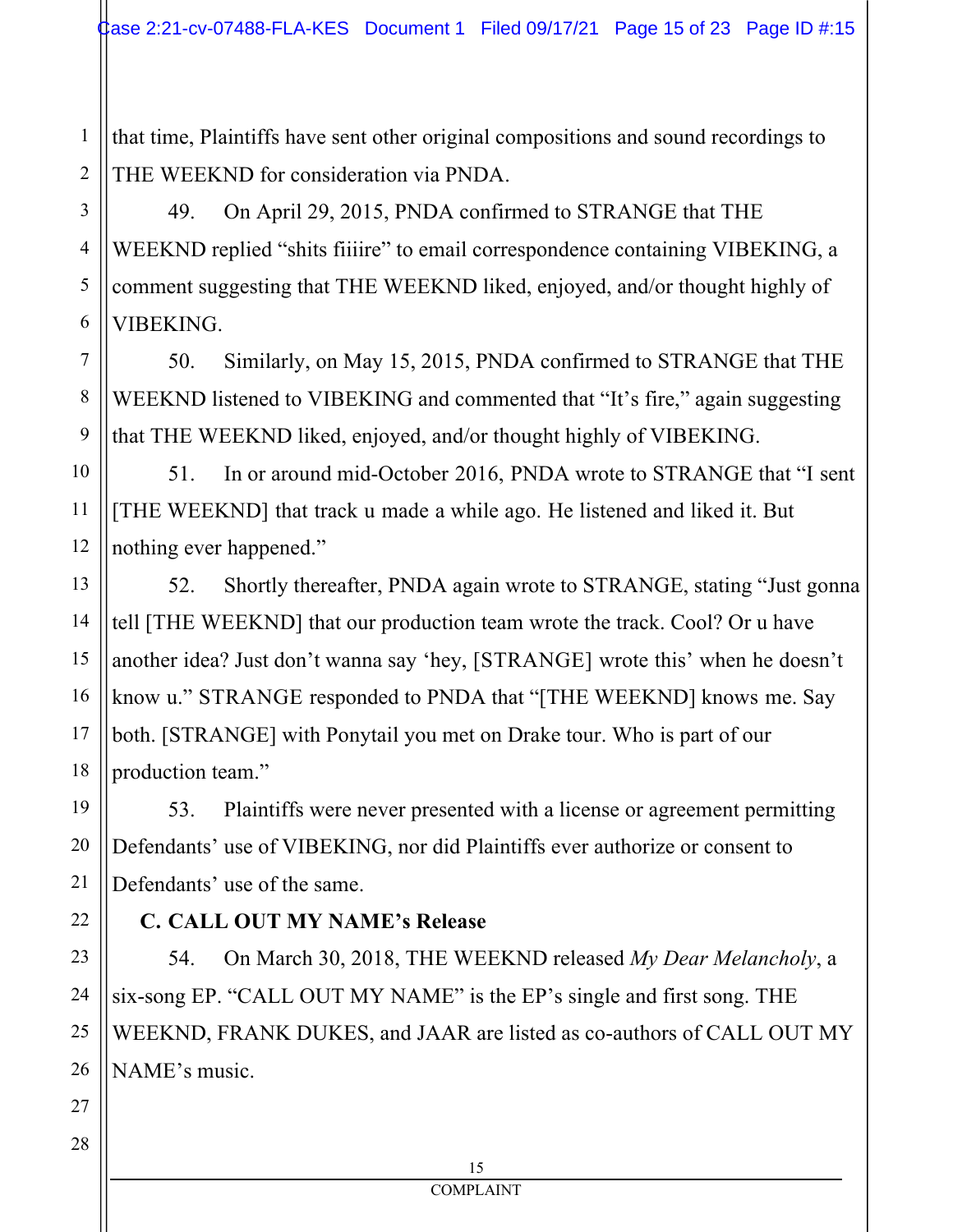that time, Plaintiffs have sent other original compositions and sound recordings to THE WEEKND for consideration via PNDA.

49. On April 29, 2015, PNDA confirmed to STRANGE that THE WEEKND replied "shits fiiiire" to email correspondence containing VIBEKING, a comment suggesting that THE WEEKND liked, enjoyed, and/or thought highly of VIBEKING.

50. Similarly, on May 15, 2015, PNDA confirmed to STRANGE that THE WEEKND listened to VIBEKING and commented that "It's fire," again suggesting that THE WEEKND liked, enjoyed, and/or thought highly of VIBEKING.

51. In or around mid-October 2016, PNDA wrote to STRANGE that "I sent [THE WEEKND] that track u made a while ago. He listened and liked it. But nothing ever happened."

52. Shortly thereafter, PNDA again wrote to STRANGE, stating "Just gonna tell [THE WEEKND] that our production team wrote the track. Cool? Or u have another idea? Just don't wanna say 'hey, [STRANGE] wrote this' when he doesn't know u." STRANGE responded to PNDA that "[THE WEEKND] knows me. Say both. [STRANGE] with Ponytail you met on Drake tour. Who is part of our production team."

53. Plaintiffs were never presented with a license or agreement permitting Defendants' use of VIBEKING, nor did Plaintiffs ever authorize or consent to Defendants' use of the same.

**C. CALL OUT MY NAME's Release**

54. On March 30, 2018, THE WEEKND released *My Dear Melancholy*, a six-song EP. "CALL OUT MY NAME" is the EP's single and first song. THE WEEKND, FRANK DUKES, and JAAR are listed as co-authors of CALL OUT MY NAME's music.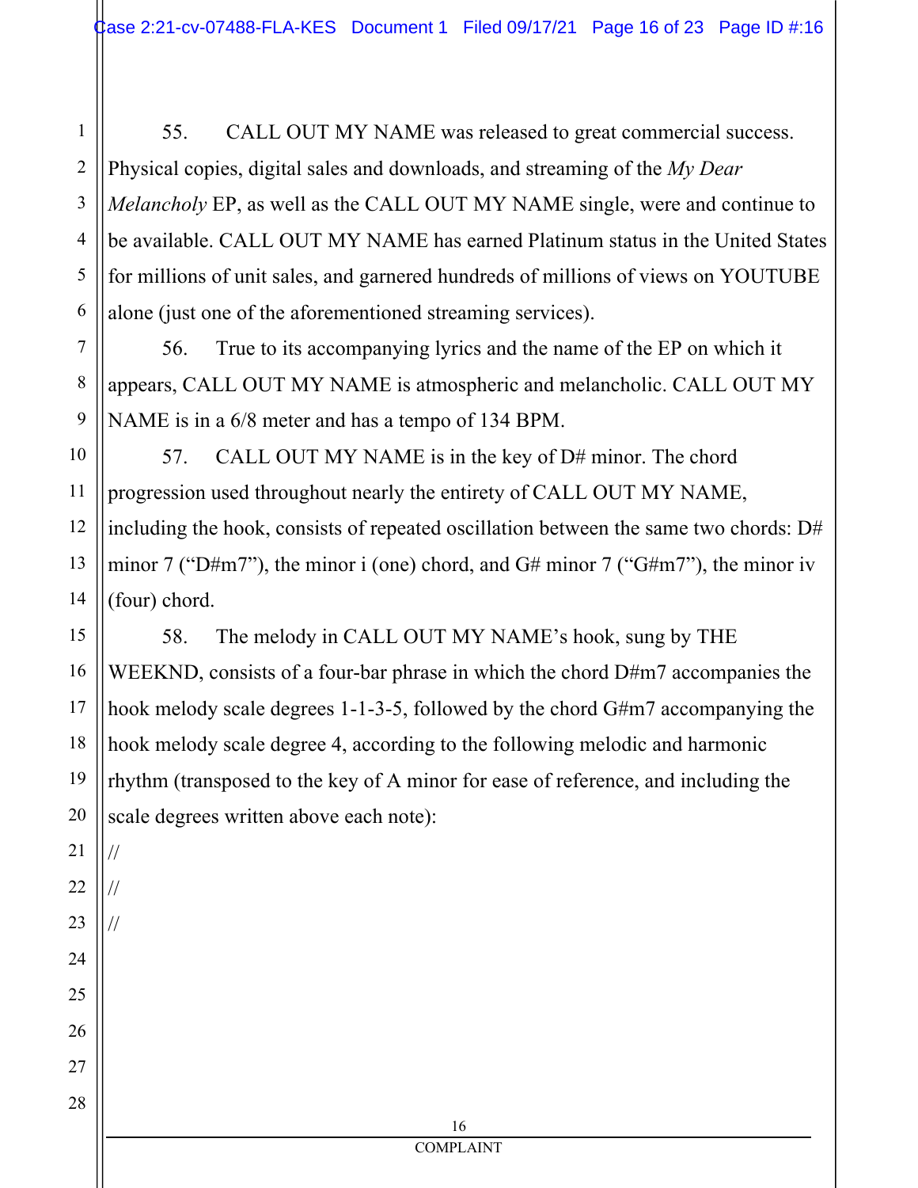55. CALL OUT MY NAME was released to great commercial success. Physical copies, digital sales and downloads, and streaming of the *My Dear Melancholy* EP, as well as the CALL OUT MY NAME single, were and continue to be available. CALL OUT MY NAME has earned Platinum status in the United States for millions of unit sales, and garnered hundreds of millions of views on YOUTUBE alone (just one of the aforementioned streaming services).

56. True to its accompanying lyrics and the name of the EP on which it appears, CALL OUT MY NAME is atmospheric and melancholic. CALL OUT MY NAME is in a 6/8 meter and has a tempo of 134 BPM.

57. CALL OUT MY NAME is in the key of D# minor. The chord progression used throughout nearly the entirety of CALL OUT MY NAME, including the hook, consists of repeated oscillation between the same two chords: D# minor 7 ("D#m7"), the minor i (one) chord, and G# minor 7 ("G#m7"), the minor iv (four) chord.

58. The melody in CALL OUT MY NAME's hook, sung by THE WEEKND, consists of a four-bar phrase in which the chord D#m7 accompanies the hook melody scale degrees 1-1-3-5, followed by the chord G#m7 accompanying the hook melody scale degree 4, according to the following melodic and harmonic rhythm (transposed to the key of A minor for ease of reference, and including the scale degrees written above each note):

//

//

//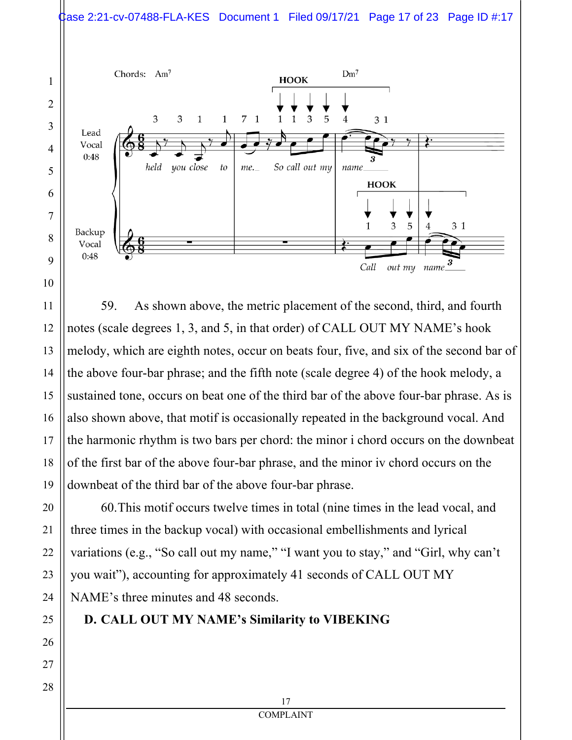59. As shown above, the metric placement of the second, third, and fourth notes (scale degrees 1, 3, and 5, in that order) of CALL OUT MY NAME's hook melody, which are eighth notes, occur on beats four, five, and six of the second bar of the above four-bar phrase; and the fifth note (scale degree 4) of the hook melody, a sustained tone, occurs on beat one of the third bar of the above four-bar phrase. As is also shown above, that motif is occasionally repeated in the background vocal. And the harmonic rhythm is two bars per chord: the minor i chord occurs on the downbeat of the first bar of the above four-bar phrase, and the minor iv chord occurs on the downbeat of the third bar of the above four-bar phrase.

60. This motif occurs twelve times in total (nine times in the lead vocal, and three times in the backup vocal) with occasional embellishments and lyrical variations (e.g., "So call out my name," "I want you to stay," and "Girl, why can't you wait"), accounting for approximately 41 seconds of CALL OUT MY NAME's three minutes and 48 seconds.

### D. CALL OUT MY NAME's Similarity to VIBEKING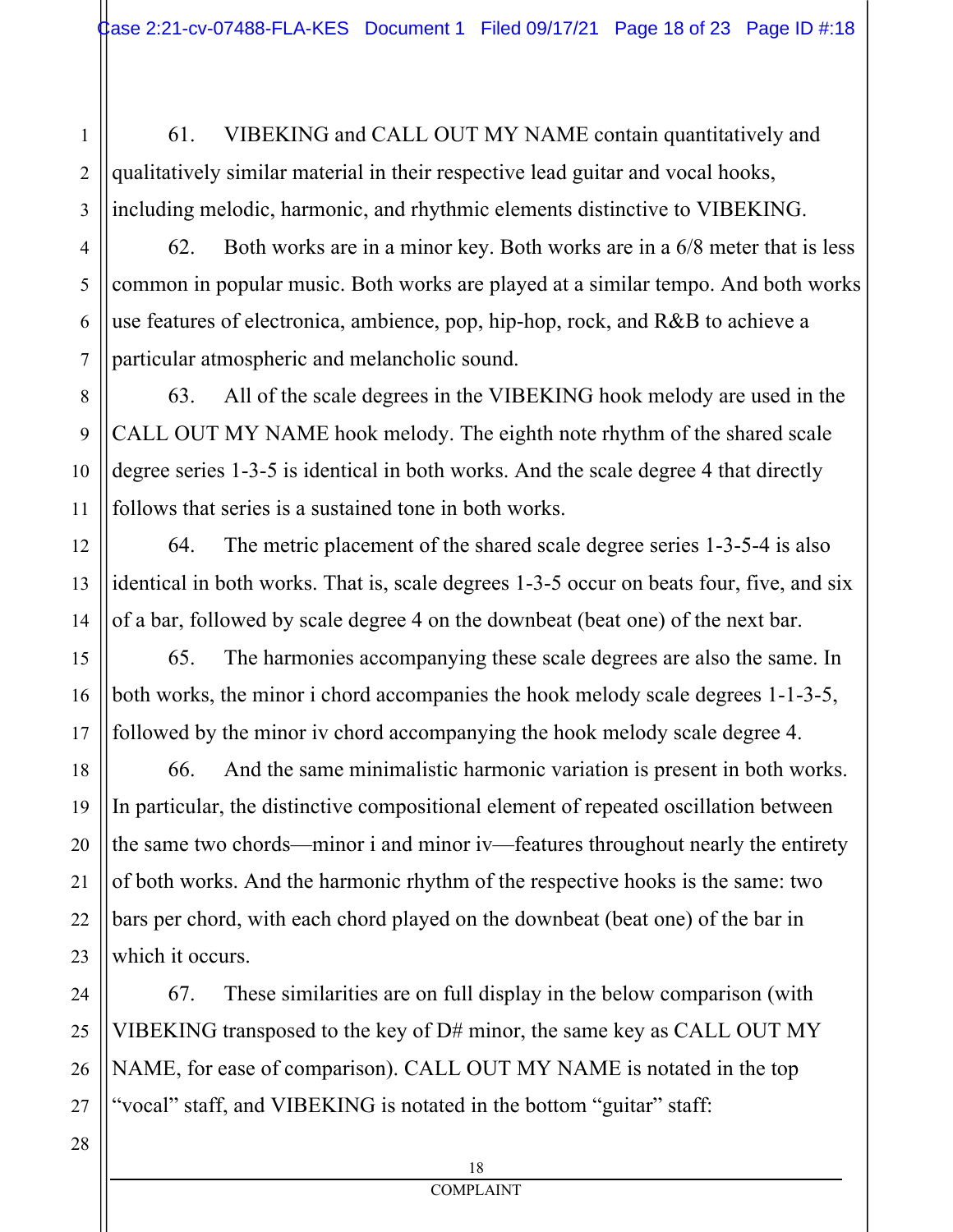61. VIBEKING and CALL OUT MY NAME contain quantitatively and qualitatively similar material in their respective lead guitar and vocal hooks, including melodic, harmonic, and rhythmic elements distinctive to VIBEKING.

62. Both works are in a minor key. Both works are in a 6/8 meter that is less common in popular music. Both works are played at a similar tempo. And both works use features of electronica, ambience, pop, hip-hop, rock, and R&B to achieve a particular atmospheric and melancholic sound.

63. All of the scale degrees in the VIBEKING hook melody are used in the CALL OUT MY NAME hook melody. The eighth note rhythm of the shared scale degree series 1-3-5 is identical in both works. And the scale degree 4 that directly follows that series is a sustained tone in both works.

64. The metric placement of the shared scale degree series 1-3-5-4 is also identical in both works. That is, scale degrees 1-3-5 occur on beats four, five, and six of a bar, followed by scale degree 4 on the downbeat (beat one) of the next bar.

65. The harmonies accompanying these scale degrees are also the same. In both works, the minor i chord accompanies the hook melody scale degrees 1-1-3-5, followed by the minor iv chord accompanying the hook melody scale degree 4.

66. And the same minimalistic harmonic variation is present in both works. In particular, the distinctive compositional element of repeated oscillation between the same two chords—minor i and minor iv—features throughout nearly the entirety of both works. And the harmonic rhythm of the respective hooks is the same: two bars per chord, with each chord played on the downbeat (beat one) of the bar in which it occurs.

67. These similarities are on full display in the below comparison (with VIBEKING transposed to the key of D# minor, the same key as CALL OUT MY NAME, for ease of comparison). CALL OUT MY NAME is notated in the top "vocal" staff, and VIBEKING is notated in the bottom "guitar" staff: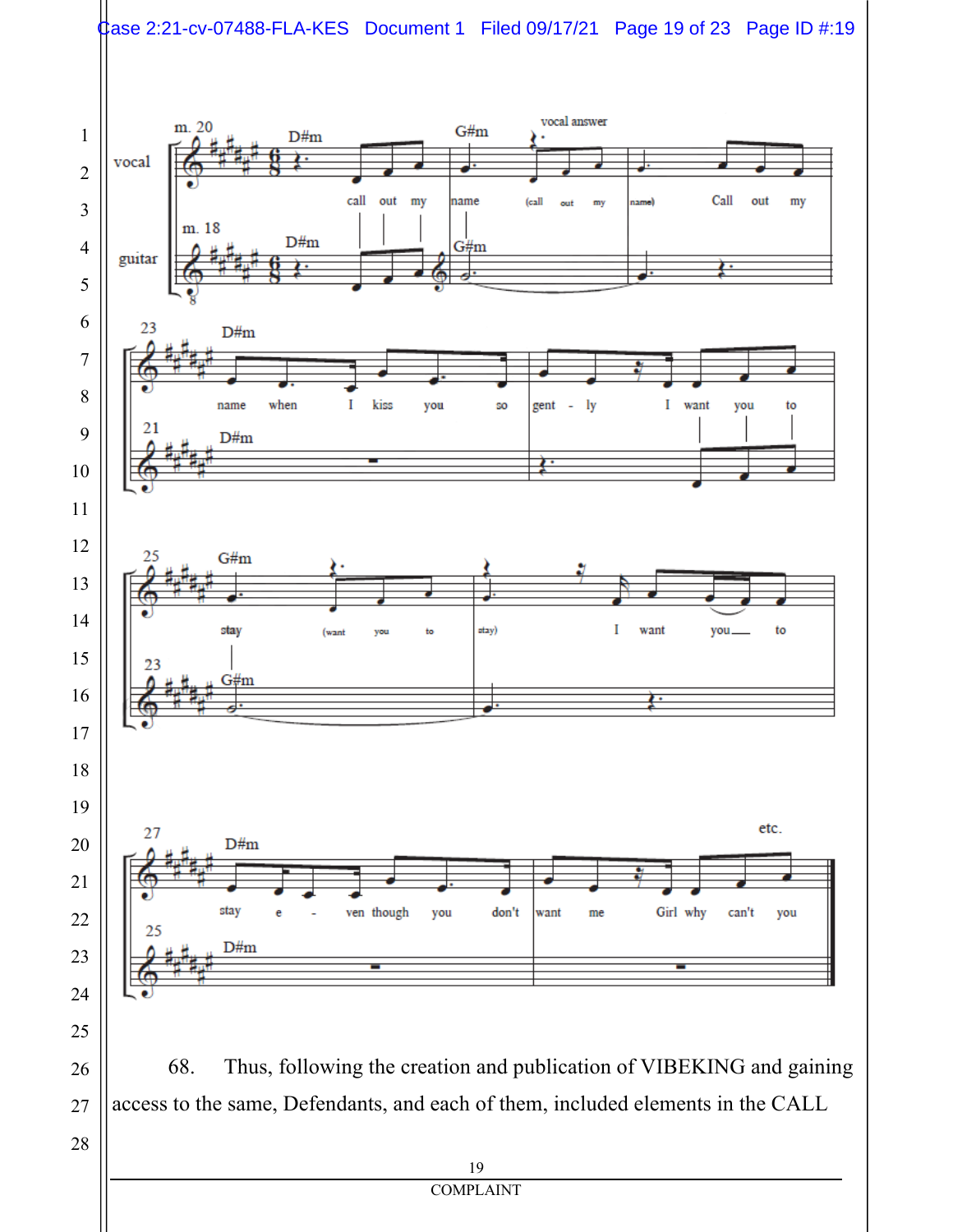68. Thus, following the creation and publication of VIBEKING and gaining access to the same, Defendants, and each of them, included elements in the CALL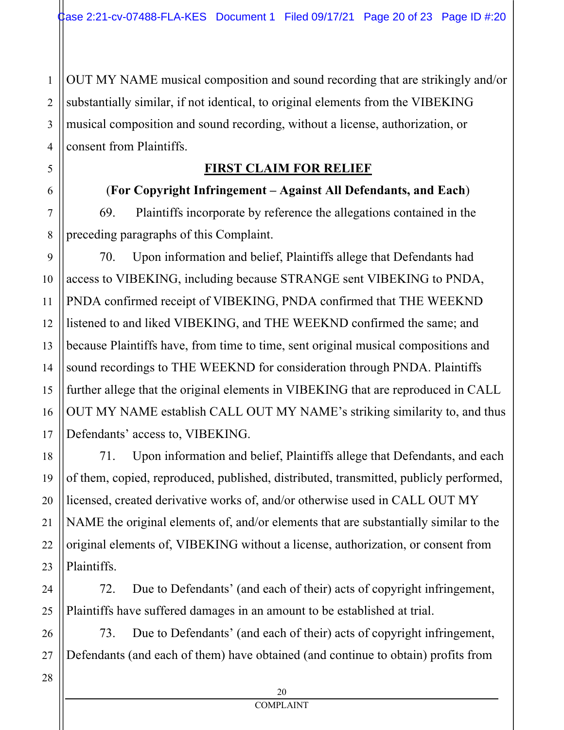OUT MY NAME musical composition and sound recording that are strikingly and/or substantially similar, if not identical, to original elements from the VIBEKING musical composition and sound recording, without a license, authorization, or consent from Plaintiffs.

## FIRST CLAIM FOR RELIEF

**(For Copyright Infringement – Against All Defendants, and Each)**

69. Plaintiffs incorporate by reference the allegations contained in the preceding paragraphs of this Complaint.

70. Upon information and belief, Plaintiffs allege that Defendants had access to VIBEKING, including because STRANGE sent VIBEKING to PNDA, PNDA confirmed receipt of VIBEKING, PNDA confirmed that THE WEEKND listened to and liked VIBEKING, and THE WEEKND confirmed the same; and because Plaintiffs have, from time to time, sent original musical compositions and sound recordings to THE WEEKND for consideration through PNDA. Plaintiffs further allege that the original elements in VIBEKING that are reproduced in CALL OUT MY NAME establish CALL OUT MY NAME's striking similarity to, and thus Defendants' access to, VIBEKING.

71. Upon information and belief, Plaintiffs allege that Defendants, and each of them, copied, reproduced, published, distributed, transmitted, publicly performed, licensed, created derivative works of, and/or otherwise used in CALL OUT MY NAME the original elements of, and/or elements that are substantially similar to the original elements of, VIBEKING without a license, authorization, or consent from Plaintiffs.

72. Due to Defendants' (and each of their) acts of copyright infringement, Plaintiffs have suffered damages in an amount to be established at trial.

73. Due to Defendants' (and each of their) acts of copyright infringement, Defendants (and each of them) have obtained (and continue to obtain) profits from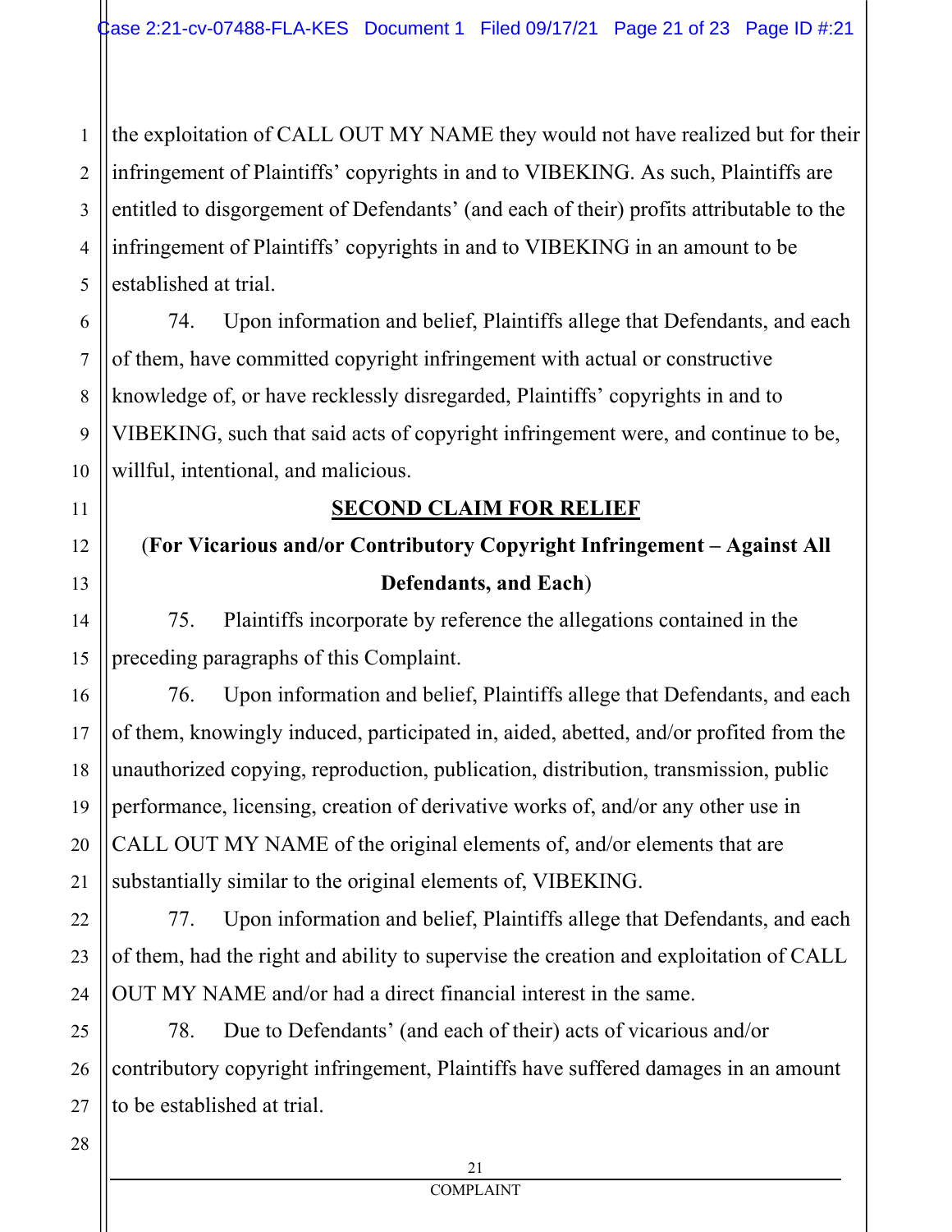the exploitation of CALL OUT MY NAME they would not have realized but for their infringement of Plaintiffs' copyrights in and to VIBEKING. As such, Plaintiffs are entitled to disgorgement of Defendants' (and each of their) profits attributable to the infringement of Plaintiffs' copyrights in and to VIBEKING in an amount to be established at trial.

74. Upon information and belief, Plaintiffs allege that Defendants, and each of them, have committed copyright infringement with actual or constructive knowledge of, or have recklessly disregarded, Plaintiffs' copyrights in and to VIBEKING, such that said acts of copyright infringement were, and continue to be, willful, intentional, and malicious.

## SECOND CLAIM FOR RELIEF

**(For Vicarious and/or Contributory Copyright Infringement – Against All Defendants, and Each)**

75. Plaintiffs incorporate by reference the allegations contained in the preceding paragraphs of this Complaint.

76. Upon information and belief, Plaintiffs allege that Defendants, and each of them, knowingly induced, participated in, aided, abetted, and/or profited from the unauthorized copying, reproduction, publication, distribution, transmission, public performance, licensing, creation of derivative works of, and/or any other use in CALL OUT MY NAME of the original elements of, and/or elements that are substantially similar to the original elements of, VIBEKING.

77. Upon information and belief, Plaintiffs allege that Defendants, and each of them, had the right and ability to supervise the creation and exploitation of CALL OUT MY NAME and/or had a direct financial interest in the same.

78. Due to Defendants' (and each of their) acts of vicarious and/or contributory copyright infringement, Plaintiffs have suffered damages in an amount to be established at trial.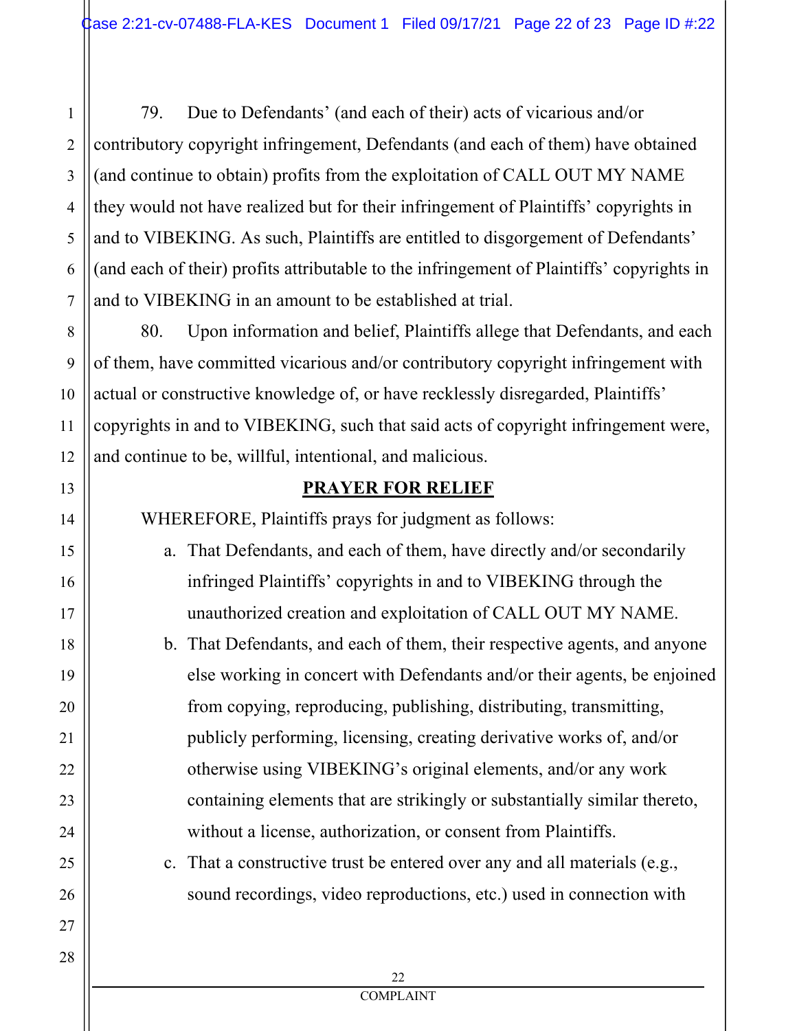79. Due to Defendants' (and each of their) acts of vicarious and/or contributory copyright infringement, Defendants (and each of them) have obtained (and continue to obtain) profits from the exploitation of CALL OUT MY NAME they would not have realized but for their infringement of Plaintiffs' copyrights in and to VIBEKING. As such, Plaintiffs are entitled to disgorgement of Defendants' (and each of their) profits attributable to the infringement of Plaintiffs' copyrights in and to VIBEKING in an amount to be established at trial.

80. Upon information and belief, Plaintiffs allege that Defendants, and each of them, have committed vicarious and/or contributory copyright infringement with actual or constructive knowledge of, or have recklessly disregarded, Plaintiffs' copyrights in and to VIBEKING, such that said acts of copyright infringement were, and continue to be, willful, intentional, and malicious.

## PRAYER FOR RELIEF

WHEREFORE, Plaintiffs prays for judgment as follows:

a. That Defendants, and each of them, have directly and/or secondarily infringed Plaintiffs' copyrights in and to VIBEKING through the unauthorized creation and exploitation of CALL OUT MY NAME.

b. That Defendants, and each of them, their respective agents, and anyone else working in concert with Defendants and/or their agents, be enjoined from copying, reproducing, publishing, distributing, transmitting, publicly performing, licensing, creating derivative works of, and/or otherwise using VIBEKING's original elements, and/or any work containing elements that are strikingly or substantially similar thereto, without a license, authorization, or consent from Plaintiffs.

c. That a constructive trust be entered over any and all materials (e.g., sound recordings, video reproductions, etc.) used in connection with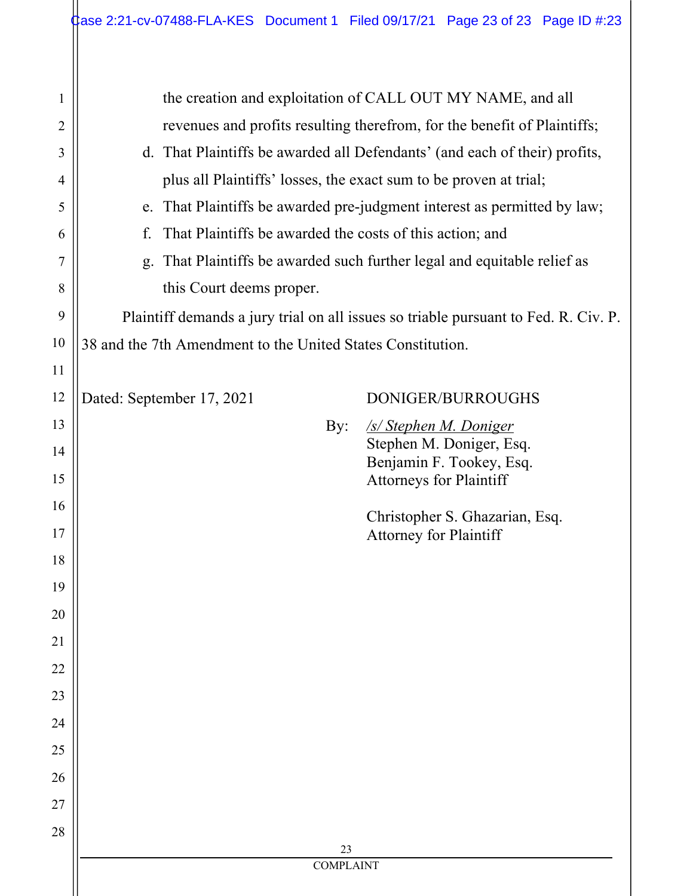the creation and exploitation of CALL OUT MY NAME, and all revenues and profits resulting therefrom, for the benefit of Plaintiffs;

d. That Plaintiffs be awarded all Defendants' (and each of their) profits, plus all Plaintiffs' losses, the exact sum to be proven at trial;

e. That Plaintiffs be awarded pre-judgment interest as permitted by law;

f. That Plaintiffs be awarded the costs of this action; and

g. That Plaintiffs be awarded such further legal and equitable relief as this Court deems proper.

Plaintiff demands a jury trial on all issues so triable pursuant to Fed. R. Civ. P. 38 and the 7th Amendment to the United States Constitution.

Dated: September 17, 2021

DONIGER/BURROUGHS

By: */s/ Stephen M. Doniger*
Stephen M. Doniger, Esq.
Benjamin F. Tookey, Esq.
Attorneys for Plaintiff

Christopher S. Ghazarian, Esq.
Attorney for Plaintiff